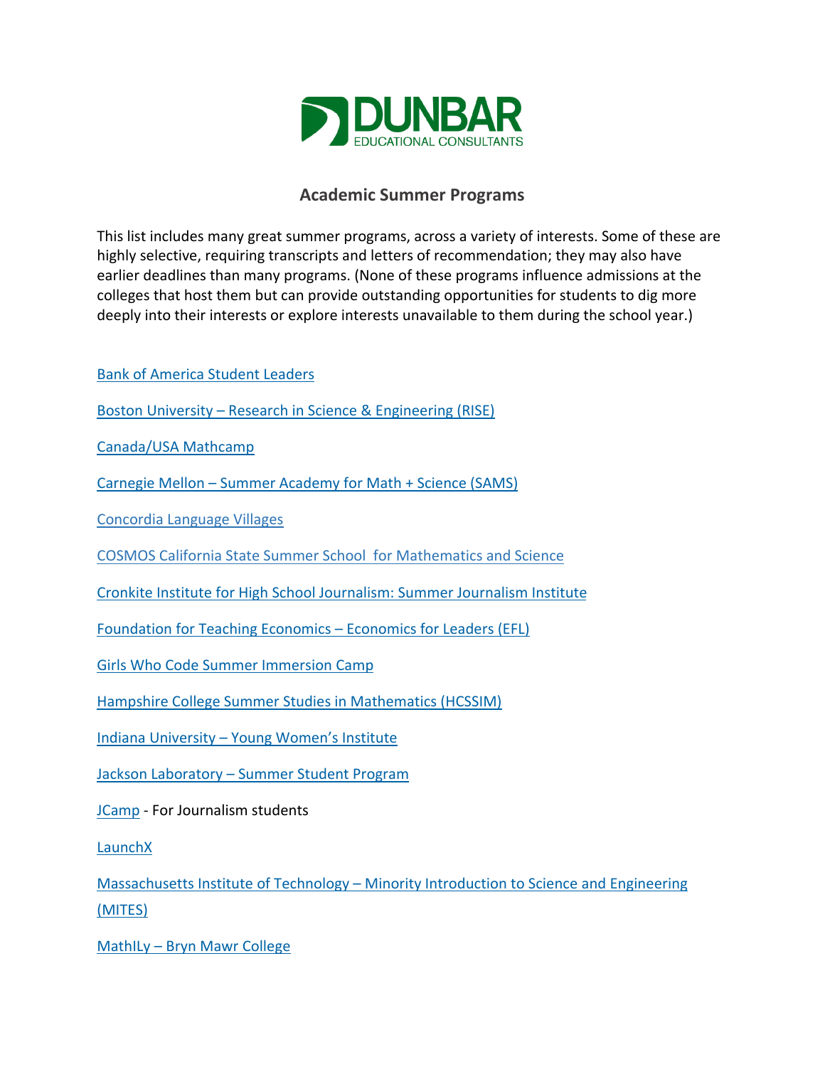DUNBAR
EDUCATIONAL CONSULTANTS

## Academic Summer Programs

This list includes many great summer programs, across a variety of interests. Some of these are highly selective, requiring transcripts and letters of recommendation; they may also have earlier deadlines than many programs. (None of these programs influence admissions at the colleges that host them but can provide outstanding opportunities for students to dig more deeply into their interests or explore interests unavailable to them during the school year.)

Bank of America Student Leaders

Boston University – Research in Science & Engineering (RISE)

Canada/USA Mathcamp

Carnegie Mellon – Summer Academy for Math + Science (SAMS)

Concordia Language Villages

COSMOS California State Summer School for Mathematics and Science

Cronkite Institute for High School Journalism: Summer Journalism Institute

Foundation for Teaching Economics – Economics for Leaders (EFL)

Girls Who Code Summer Immersion Camp

Hampshire College Summer Studies in Mathematics (HCSSIM)

Indiana University – Young Women's Institute

Jackson Laboratory – Summer Student Program

JCamp - For Journalism students

LaunchX

Massachusetts Institute of Technology – Minority Introduction to Science and Engineering (MITES)

MathILy – Bryn Mawr College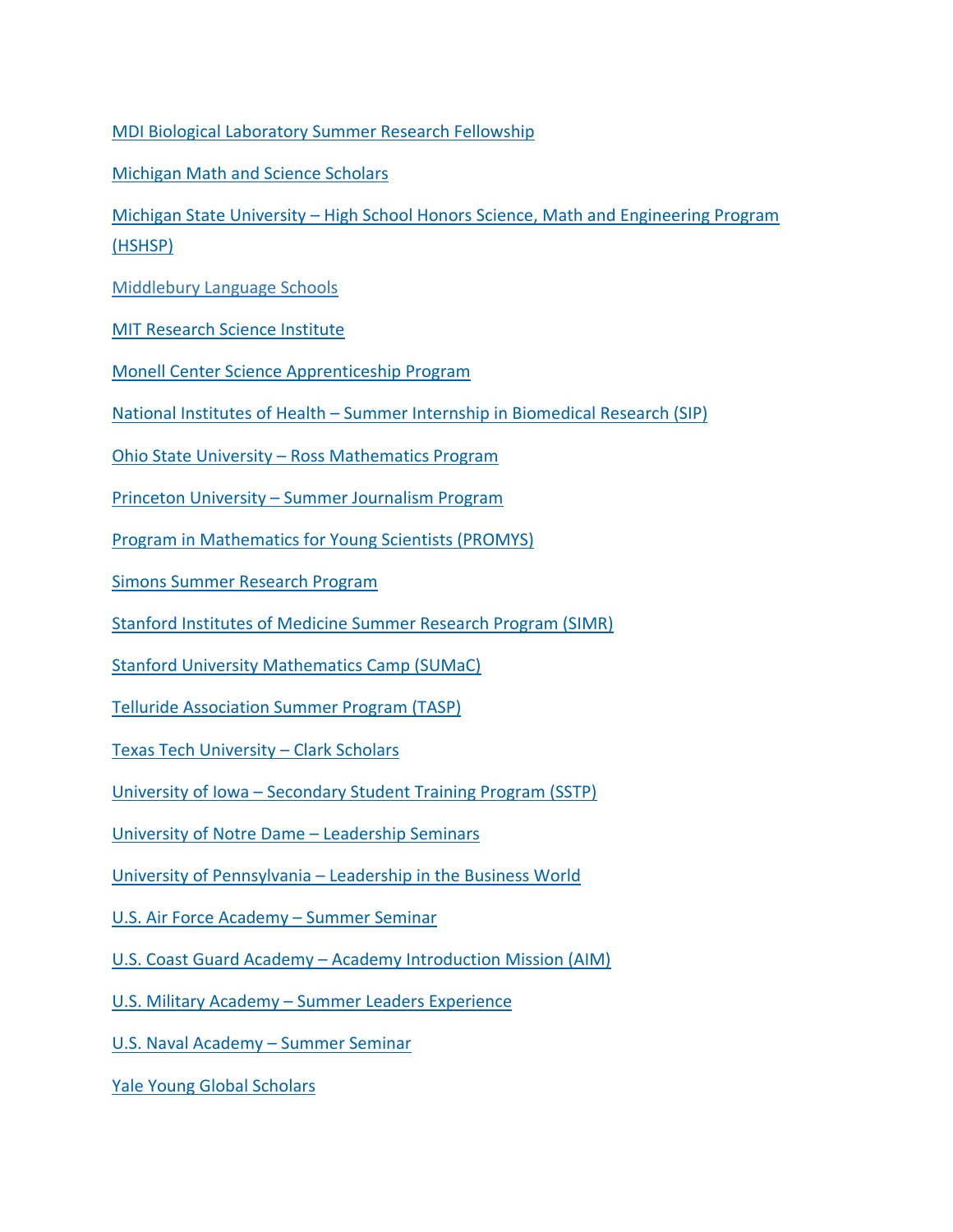MDI Biological Laboratory Summer Research Fellowship

Michigan Math and Science Scholars

Michigan State University – High School Honors Science, Math and Engineering Program (HSHSP)

Middlebury Language Schools

MIT Research Science Institute

Monell Center Science Apprenticeship Program

National Institutes of Health – Summer Internship in Biomedical Research (SIP)

Ohio State University – Ross Mathematics Program

Princeton University – Summer Journalism Program

Program in Mathematics for Young Scientists (PROMYS)

Simons Summer Research Program

Stanford Institutes of Medicine Summer Research Program (SIMR)

Stanford University Mathematics Camp (SUMaC)

Telluride Association Summer Program (TASP)

Texas Tech University – Clark Scholars

University of Iowa – Secondary Student Training Program (SSTP)

University of Notre Dame – Leadership Seminars

University of Pennsylvania – Leadership in the Business World

U.S. Air Force Academy – Summer Seminar

U.S. Coast Guard Academy – Academy Introduction Mission (AIM)

U.S. Military Academy – Summer Leaders Experience

U.S. Naval Academy – Summer Seminar

Yale Young Global Scholars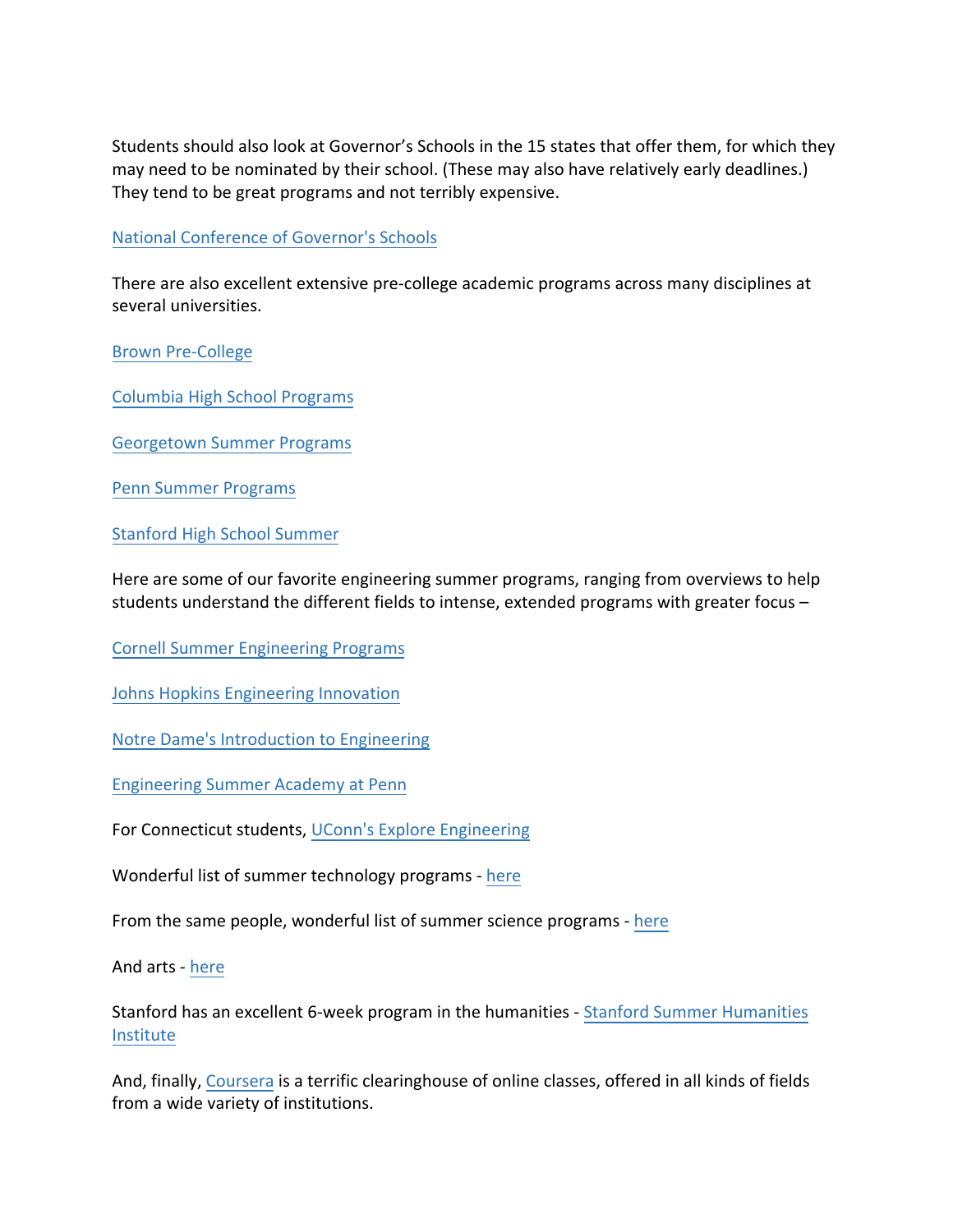Students should also look at Governor's Schools in the 15 states that offer them, for which they may need to be nominated by their school. (These may also have relatively early deadlines.) They tend to be great programs and not terribly expensive.

National Conference of Governor's Schools

There are also excellent extensive pre-college academic programs across many disciplines at several universities.

Brown Pre-College

Columbia High School Programs

Georgetown Summer Programs

Penn Summer Programs

Stanford High School Summer

Here are some of our favorite engineering summer programs, ranging from overviews to help students understand the different fields to intense, extended programs with greater focus –

Cornell Summer Engineering Programs

Johns Hopkins Engineering Innovation

Notre Dame's Introduction to Engineering

Engineering Summer Academy at Penn

For Connecticut students, UConn's Explore Engineering

Wonderful list of summer technology programs - here

From the same people, wonderful list of summer science programs - here

And arts - here

Stanford has an excellent 6-week program in the humanities - Stanford Summer Humanities Institute

And, finally, Coursera is a terrific clearinghouse of online classes, offered in all kinds of fields from a wide variety of institutions.